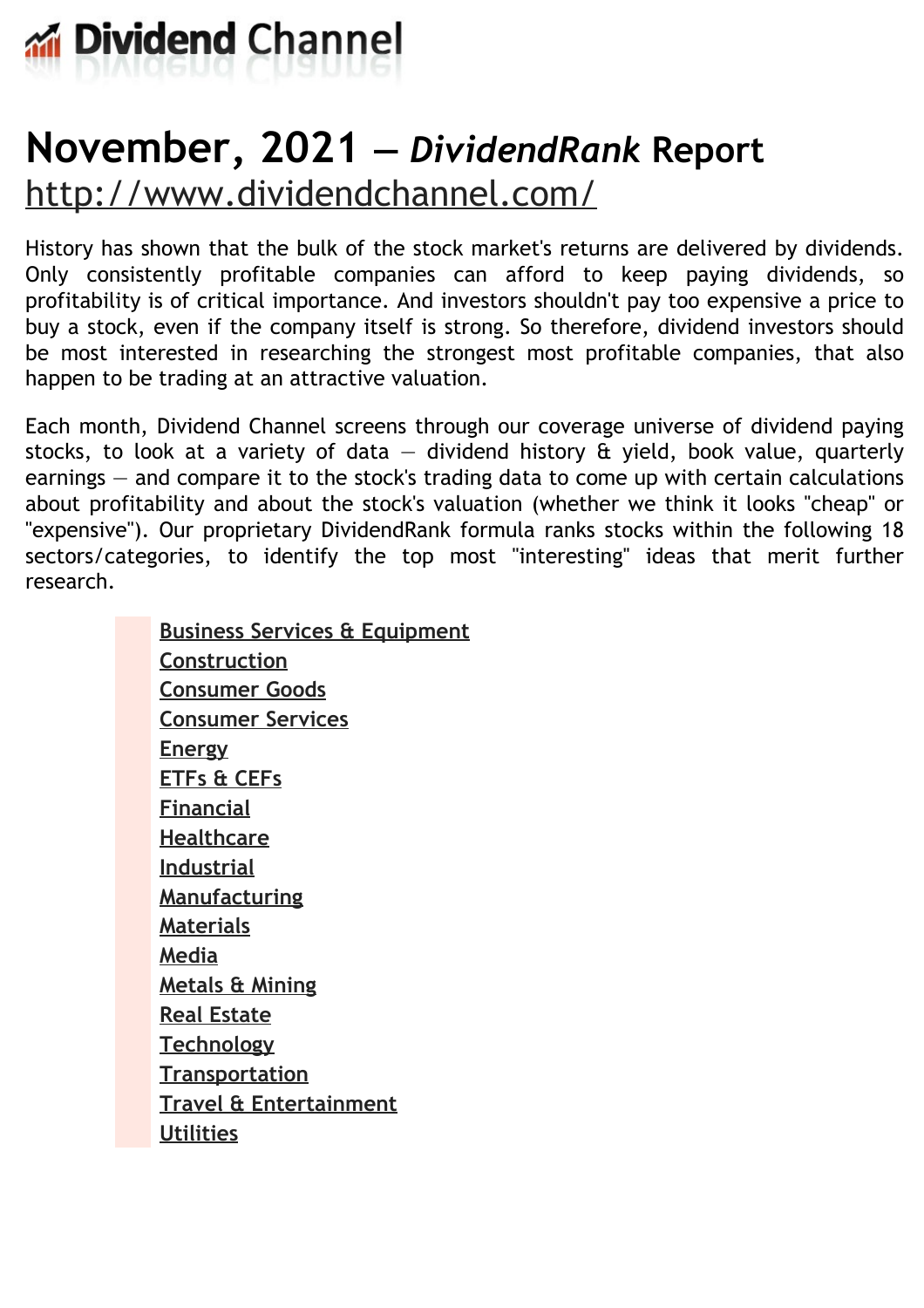# Dividend Channel

# November, 2021 — *DividendRank* Report

http://www.dividendchannel.com/

History has shown that the bulk of the stock market's returns are delivered by dividends. Only consistently profitable companies can afford to keep paying dividends, so profitability is of critical importance. And investors shouldn't pay too expensive a price to buy a stock, even if the company itself is strong. So therefore, dividend investors should be most interested in researching the strongest most profitable companies, that also happen to be trading at an attractive valuation.

Each month, Dividend Channel screens through our coverage universe of dividend paying stocks, to look at a variety of data — dividend history & yield, book value, quarterly earnings — and compare it to the stock's trading data to come up with certain calculations about profitability and about the stock's valuation (whether we think it looks "cheap" or "expensive"). Our proprietary DividendRank formula ranks stocks within the following 18 sectors/categories, to identify the top most "interesting" ideas that merit further research.

- Business Services & Equipment
- Construction
- Consumer Goods
- Consumer Services
- Energy
- ETFs & CEFs
- Financial
- Healthcare
- Industrial
- Manufacturing
- Materials
- Media
- Metals & Mining
- Real Estate
- Technology
- Transportation
- Travel & Entertainment
- Utilities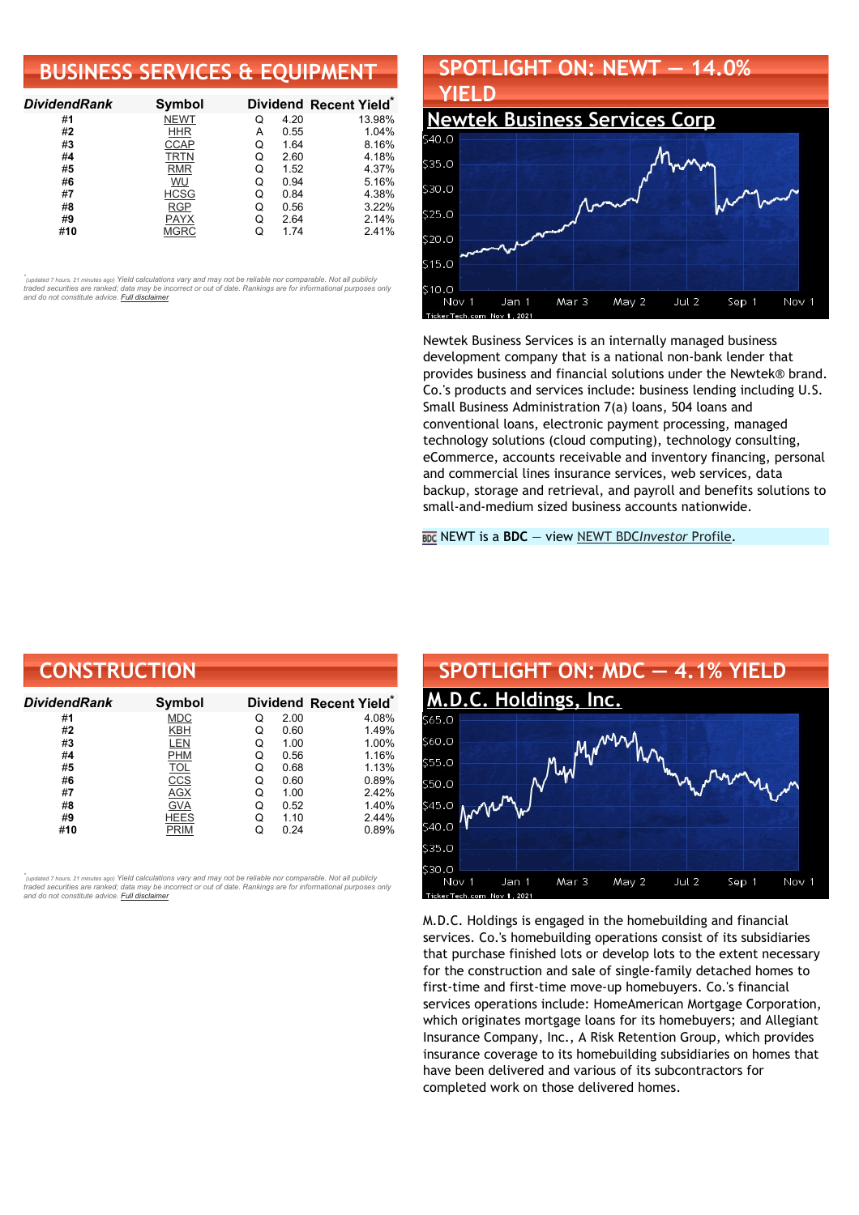## BUSINESS SERVICES & EQUIPMENT

| DividendRank | Symbol | Dividend | | Recent Yield* |
|---|---|---|---|---|
| #1 | NEWT | Q | 4.20 | 13.98% |
| #2 | HHR | A | 0.55 | 1.04% |
| #3 | CCAP | Q | 1.64 | 8.16% |
| #4 | TRTN | Q | 2.60 | 4.18% |
| #5 | RMR | Q | 1.52 | 4.37% |
| #6 | WU | Q | 0.94 | 5.16% |
| #7 | HCSG | Q | 0.84 | 4.38% |
| #8 | RGP | Q | 0.56 | 3.22% |
| #9 | PAYX | Q | 2.64 | 2.14% |
| #10 | MGRC | Q | 1.74 | 2.41% |

*(updated 7 hours, 21 minutes ago) Yield calculations vary and may not be reliable nor comparable. Not all publicly traded securities are ranked; data may be incorrect or out of date. Rankings are for informational purposes only and do not constitute advice. Full disclaimer

## SPOTLIGHT ON: NEWT — 14.0% YIELD

### Newtek Business Services Corp

Newtek Business Services is an internally managed business development company that is a national non-bank lender that provides business and financial solutions under the Newtek® brand. Co.'s products and services include: business lending including U.S. Small Business Administration 7(a) loans, 504 loans and conventional loans, electronic payment processing, managed technology solutions (cloud computing), technology consulting, eCommerce, accounts receivable and inventory financing, personal and commercial lines insurance services, web services, data backup, storage and retrieval, and payroll and benefits solutions to small-and-medium sized business accounts nationwide.

NEWT is a **BDC** — view NEWT BDC*Investor* Profile.

## CONSTRUCTION

| DividendRank | Symbol | Dividend | | Recent Yield* |
|---|---|---|---|---|
| #1 | MDC | Q | 2.00 | 4.08% |
| #2 | KBH | Q | 0.60 | 1.49% |
| #3 | LEN | Q | 1.00 | 1.00% |
| #4 | PHM | Q | 0.56 | 1.16% |
| #5 | TOL | Q | 0.68 | 1.13% |
| #6 | CCS | Q | 0.60 | 0.89% |
| #7 | AGX | Q | 1.00 | 2.42% |
| #8 | GVA | Q | 0.52 | 1.40% |
| #9 | HEES | Q | 1.10 | 2.44% |
| #10 | PRIM | Q | 0.24 | 0.89% |

*(updated 7 hours, 21 minutes ago) Yield calculations vary and may not be reliable nor comparable. Not all publicly traded securities are ranked; data may be incorrect or out of date. Rankings are for informational purposes only and do not constitute advice. Full disclaimer

## SPOTLIGHT ON: MDC — 4.1% YIELD

### M.D.C. Holdings, Inc.

M.D.C. Holdings is engaged in the homebuilding and financial services. Co.'s homebuilding operations consist of its subsidiaries that purchase finished lots or develop lots to the extent necessary for the construction and sale of single-family detached homes to first-time and first-time move-up homebuyers. Co.'s financial services operations include: HomeAmerican Mortgage Corporation, which originates mortgage loans for its homebuyers; and Allegiant Insurance Company, Inc., A Risk Retention Group, which provides insurance coverage to its homebuilding subsidiaries on homes that have been delivered and various of its subcontractors for completed work on those delivered homes.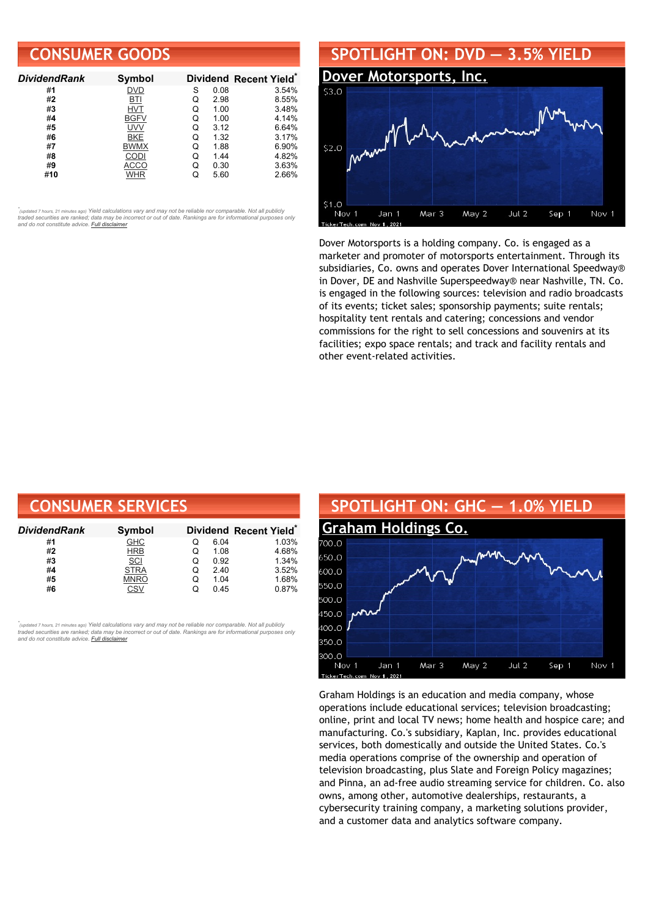## CONSUMER GOODS

| DividendRank | Symbol | Dividend | | Recent Yield* |
|---|---|---|---|---|
| #1 | DVD | S | 0.08 | 3.54% |
| #2 | BTI | Q | 2.98 | 8.55% |
| #3 | HVT | Q | 1.00 | 3.48% |
| #4 | BGFV | Q | 1.00 | 4.14% |
| #5 | UVV | Q | 3.12 | 6.64% |
| #6 | BKE | Q | 1.32 | 3.17% |
| #7 | BWMX | Q | 1.88 | 6.90% |
| #8 | CODI | Q | 1.44 | 4.82% |
| #9 | ACCO | Q | 0.30 | 3.63% |
| #10 | WHR | Q | 5.60 | 2.66% |

*(updated 7 hours, 21 minutes ago) Yield calculations vary and may not be reliable nor comparable. Not all publicly traded securities are ranked; data may be incorrect or out of date. Rankings are for informational purposes only and do not constitute advice. Full disclaimer

## SPOTLIGHT ON: DVD — 3.5% YIELD

### Dover Motorsports, Inc.

Dover Motorsports is a holding company. Co. is engaged as a marketer and promoter of motorsports entertainment. Through its subsidiaries, Co. owns and operates Dover International Speedway® in Dover, DE and Nashville Superspeedway® near Nashville, TN. Co. is engaged in the following sources: television and radio broadcasts of its events; ticket sales; sponsorship payments; suite rentals; hospitality tent rentals and catering; concessions and vendor commissions for the right to sell concessions and souvenirs at its facilities; expo space rentals; and track and facility rentals and other event-related activities.

## CONSUMER SERVICES

| DividendRank | Symbol | Dividend | | Recent Yield* |
|---|---|---|---|---|
| #1 | GHC | Q | 6.04 | 1.03% |
| #2 | HRB | Q | 1.08 | 4.68% |
| #3 | SCI | Q | 0.92 | 1.34% |
| #4 | STRA | Q | 2.40 | 3.52% |
| #5 | MNRO | Q | 1.04 | 1.68% |
| #6 | CSV | Q | 0.45 | 0.87% |

*(updated 7 hours, 21 minutes ago) Yield calculations vary and may not be reliable nor comparable. Not all publicly traded securities are ranked; data may be incorrect or out of date. Rankings are for informational purposes only and do not constitute advice. Full disclaimer

## SPOTLIGHT ON: GHC — 1.0% YIELD

### Graham Holdings Co.

Graham Holdings is an education and media company, whose operations include educational services; television broadcasting; online, print and local TV news; home health and hospice care; and manufacturing. Co.'s subsidiary, Kaplan, Inc. provides educational services, both domestically and outside the United States. Co.'s media operations comprise of the ownership and operation of television broadcasting, plus Slate and Foreign Policy magazines; and Pinna, an ad-free audio streaming service for children. Co. also owns, among other, automotive dealerships, restaurants, a cybersecurity training company, a marketing solutions provider, and a customer data and analytics software company.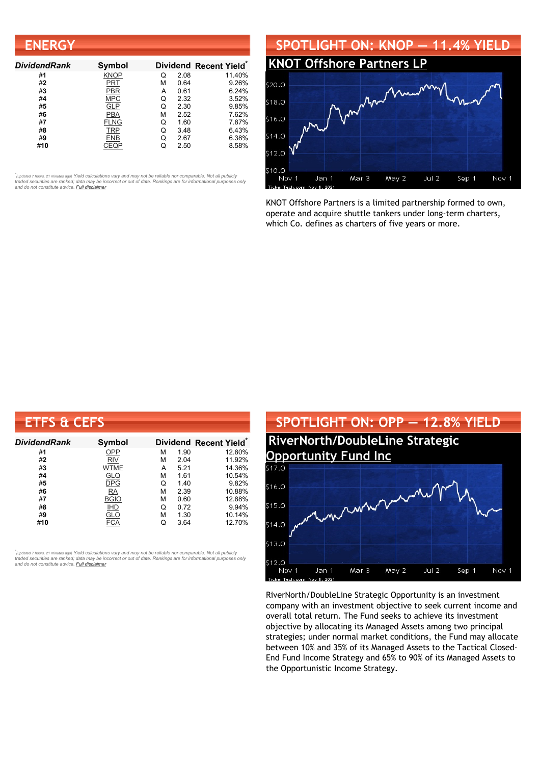## ENERGY

| DividendRank | Symbol | Dividend | | Recent Yield* |
|---|---|---|---|---|
| #1 | KNOP | Q | 2.08 | 11.40% |
| #2 | PRT | M | 0.64 | 9.26% |
| #3 | PBR | A | 0.61 | 6.24% |
| #4 | MPC | Q | 2.32 | 3.52% |
| #5 | GLP | Q | 2.30 | 9.85% |
| #6 | PBA | M | 2.52 | 7.62% |
| #7 | FLNG | Q | 1.60 | 7.87% |
| #8 | TRP | Q | 3.48 | 6.43% |
| #9 | ENB | Q | 2.67 | 6.38% |
| #10 | CEQP | Q | 2.50 | 8.58% |

*(updated 7 hours, 21 minutes ago) Yield calculations vary and may not be reliable nor comparable. Not all publicly traded securities are ranked; data may be incorrect or out of date. Rankings are for informational purposes only and do not constitute advice. Full disclaimer*

## SPOTLIGHT ON: KNOP — 11.4% YIELD

### KNOT Offshore Partners LP

KNOT Offshore Partners is a limited partnership formed to own, operate and acquire shuttle tankers under long-term charters, which Co. defines as charters of five years or more.

## ETFS & CEFS

| DividendRank | Symbol | Dividend | | Recent Yield* |
|---|---|---|---|---|
| #1 | OPP | M | 1.90 | 12.80% |
| #2 | RIV | M | 2.04 | 11.92% |
| #3 | WTMF | A | 5.21 | 14.36% |
| #4 | GLQ | M | 1.61 | 10.54% |
| #5 | DPG | Q | 1.40 | 9.82% |
| #6 | RA | M | 2.39 | 10.88% |
| #7 | BGIO | M | 0.60 | 12.88% |
| #8 | IHD | Q | 0.72 | 9.94% |
| #9 | GLO | M | 1.30 | 10.14% |
| #10 | FCA | Q | 3.64 | 12.70% |

*(updated 7 hours, 21 minutes ago) Yield calculations vary and may not be reliable nor comparable. Not all publicly traded securities are ranked; data may be incorrect or out of date. Rankings are for informational purposes only and do not constitute advice. Full disclaimer*

## SPOTLIGHT ON: OPP — 12.8% YIELD

### RiverNorth/DoubleLine Strategic Opportunity Fund Inc

RiverNorth/DoubleLine Strategic Opportunity is an investment company with an investment objective to seek current income and overall total return. The Fund seeks to achieve its investment objective by allocating its Managed Assets among two principal strategies; under normal market conditions, the Fund may allocate between 10% and 35% of its Managed Assets to the Tactical Closed-End Fund Income Strategy and 65% to 90% of its Managed Assets to the Opportunistic Income Strategy.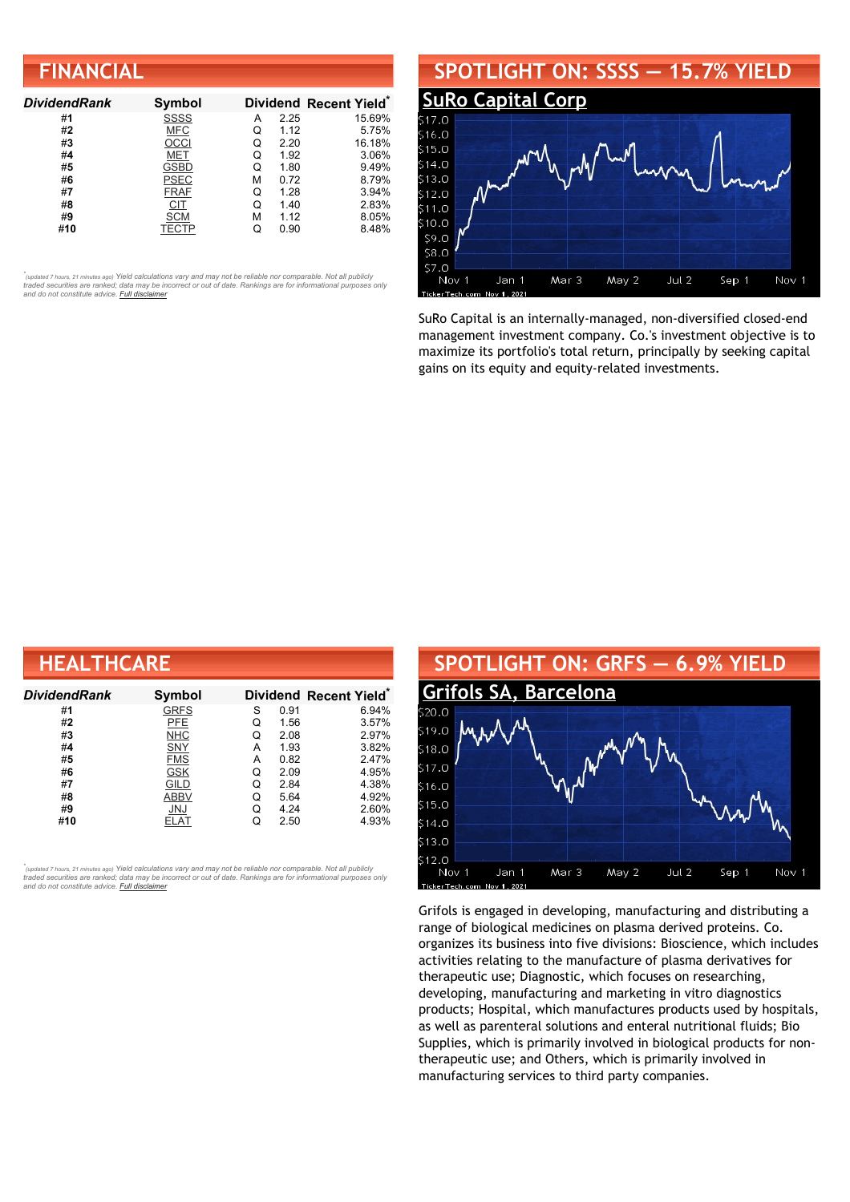## FINANCIAL

| DividendRank | Symbol | Dividend | | Recent Yield* |
|---|---|---|---|---|
| #1 | SSSS | A | 2.25 | 15.69% |
| #2 | MFC | Q | 1.12 | 5.75% |
| #3 | OCCI | Q | 2.20 | 16.18% |
| #4 | MET | Q | 1.92 | 3.06% |
| #5 | GSBD | Q | 1.80 | 9.49% |
| #6 | PSEC | M | 0.72 | 8.79% |
| #7 | FRAF | Q | 1.28 | 3.94% |
| #8 | CIT | Q | 1.40 | 2.83% |
| #9 | SCM | M | 1.12 | 8.05% |
| #10 | TECTP | Q | 0.90 | 8.48% |

*(updated 7 hours, 21 minutes ago) Yield calculations vary and may not be reliable nor comparable. Not all publicly traded securities are ranked; data may be incorrect or out of date. Rankings are for informational purposes only and do not constitute advice. Full disclaimer

## SPOTLIGHT ON: SSSS — 15.7% YIELD

### SuRo Capital Corp

SuRo Capital is an internally-managed, non-diversified closed-end management investment company. Co.'s investment objective is to maximize its portfolio's total return, principally by seeking capital gains on its equity and equity-related investments.

## HEALTHCARE

| DividendRank | Symbol | Dividend | | Recent Yield* |
|---|---|---|---|---|
| #1 | GRFS | S | 0.91 | 6.94% |
| #2 | PFE | Q | 1.56 | 3.57% |
| #3 | NHC | Q | 2.08 | 2.97% |
| #4 | SNY | A | 1.93 | 3.82% |
| #5 | FMS | A | 0.82 | 2.47% |
| #6 | GSK | Q | 2.09 | 4.95% |
| #7 | GILD | Q | 2.84 | 4.38% |
| #8 | ABBV | Q | 5.64 | 4.92% |
| #9 | JNJ | Q | 4.24 | 2.60% |
| #10 | ELAT | Q | 2.50 | 4.93% |

*(updated 7 hours, 21 minutes ago) Yield calculations vary and may not be reliable nor comparable. Not all publicly traded securities are ranked; data may be incorrect or out of date. Rankings are for informational purposes only and do not constitute advice. Full disclaimer

## SPOTLIGHT ON: GRFS — 6.9% YIELD

### Grifols SA, Barcelona

Grifols is engaged in developing, manufacturing and distributing a range of biological medicines on plasma derived proteins. Co. organizes its business into five divisions: Bioscience, which includes activities relating to the manufacture of plasma derivatives for therapeutic use; Diagnostic, which focuses on researching, developing, manufacturing and marketing in vitro diagnostics products; Hospital, which manufactures products used by hospitals, as well as parenteral solutions and enteral nutritional fluids; Bio Supplies, which is primarily involved in biological products for non-therapeutic use; and Others, which is primarily involved in manufacturing services to third party companies.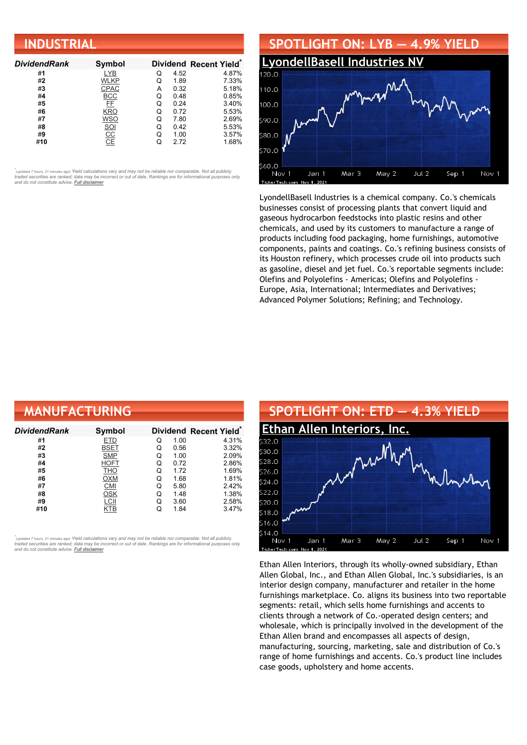## INDUSTRIAL

| *DividendRank* | Symbol | Dividend | | Recent Yield* |
|---|---|---|---|---|
| #1 | LYB | Q | 4.52 | 4.87% |
| #2 | WLKP | Q | 1.89 | 7.33% |
| #3 | CPAC | A | 0.32 | 5.18% |
| #4 | BCC | Q | 0.48 | 0.85% |
| #5 | FF | Q | 0.24 | 3.40% |
| #6 | KRO | Q | 0.72 | 5.53% |
| #7 | WSO | Q | 7.80 | 2.69% |
| #8 | SOI | Q | 0.42 | 5.53% |
| #9 | CC | Q | 1.00 | 3.57% |
| #10 | CE | Q | 2.72 | 1.68% |

*(updated 7 hours, 21 minutes ago) Yield calculations vary and may not be reliable nor comparable. Not all publicly traded securities are ranked; data may be incorrect or out of date. Rankings are for informational purposes only and do not constitute advice. Full disclaimer*

## SPOTLIGHT ON: LYB — 4.9% YIELD

### LyondellBasell Industries NV

LyondellBasell Industries is a chemical company. Co.'s chemicals businesses consist of processing plants that convert liquid and gaseous hydrocarbon feedstocks into plastic resins and other chemicals, and used by its customers to manufacture a range of products including food packaging, home furnishings, automotive components, paints and coatings. Co.'s refining business consists of its Houston refinery, which processes crude oil into products such as gasoline, diesel and jet fuel. Co.'s reportable segments include: Olefins and Polyolefins - Americas; Olefins and Polyolefins - Europe, Asia, International; Intermediates and Derivatives; Advanced Polymer Solutions; Refining; and Technology.

## MANUFACTURING

| *DividendRank* | Symbol | Dividend | | Recent Yield* |
|---|---|---|---|---|
| #1 | ETD | Q | 1.00 | 4.31% |
| #2 | BSET | Q | 0.56 | 3.32% |
| #3 | SMP | Q | 1.00 | 2.09% |
| #4 | HOFT | Q | 0.72 | 2.86% |
| #5 | THO | Q | 1.72 | 1.69% |
| #6 | OXM | Q | 1.68 | 1.81% |
| #7 | CMI | Q | 5.80 | 2.42% |
| #8 | OSK | Q | 1.48 | 1.38% |
| #9 | LCII | Q | 3.60 | 2.58% |
| #10 | KTB | Q | 1.84 | 3.47% |

*(updated 7 hours, 21 minutes ago) Yield calculations vary and may not be reliable nor comparable. Not all publicly traded securities are ranked; data may be incorrect or out of date. Rankings are for informational purposes only and do not constitute advice. Full disclaimer*

## SPOTLIGHT ON: ETD — 4.3% YIELD

### Ethan Allen Interiors, Inc.

Ethan Allen Interiors, through its wholly-owned subsidiary, Ethan Allen Global, Inc., and Ethan Allen Global, Inc.'s subsidiaries, is an interior design company, manufacturer and retailer in the home furnishings marketplace. Co. aligns its business into two reportable segments: retail, which sells home furnishings and accents to clients through a network of Co.-operated design centers; and wholesale, which is principally involved in the development of the Ethan Allen brand and encompasses all aspects of design, manufacturing, sourcing, marketing, sale and distribution of Co.'s range of home furnishings and accents. Co.'s product line includes case goods, upholstery and home accents.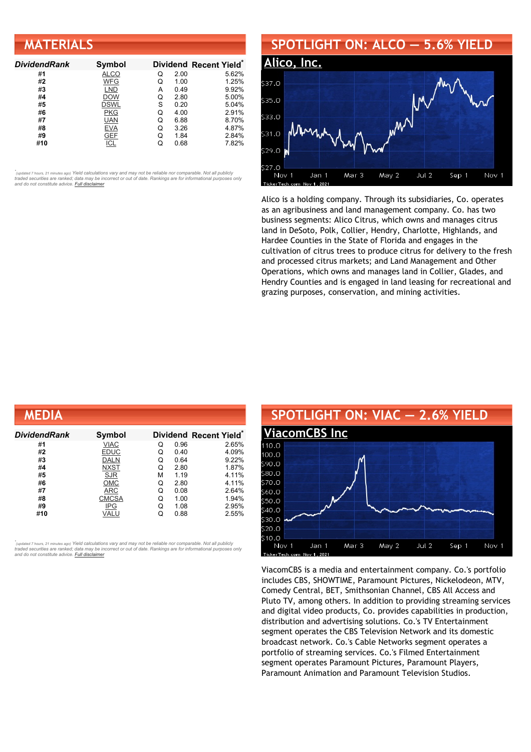## MATERIALS

| DividendRank | Symbol | Dividend | | Recent Yield* |
|---|---|---|---|---|
| #1 | ALCO | Q | 2.00 | 5.62% |
| #2 | WFG | Q | 1.00 | 1.25% |
| #3 | LND | A | 0.49 | 9.92% |
| #4 | DOW | Q | 2.80 | 5.00% |
| #5 | DSWL | S | 0.20 | 5.04% |
| #6 | PKG | Q | 4.00 | 2.91% |
| #7 | UAN | Q | 6.88 | 8.70% |
| #8 | EVA | Q | 3.26 | 4.87% |
| #9 | GEF | Q | 1.84 | 2.84% |
| #10 | ICL | Q | 0.68 | 7.82% |

*(updated 7 hours, 21 minutes ago) Yield calculations vary and may not be reliable nor comparable. Not all publicly traded securities are ranked; data may be incorrect or out of date. Rankings are for informational purposes only and do not constitute advice. Full disclaimer*

## SPOTLIGHT ON: ALCO — 5.6% YIELD

### Alico, Inc.

Alico is a holding company. Through its subsidiaries, Co. operates as an agribusiness and land management company. Co. has two business segments: Alico Citrus, which owns and manages citrus land in DeSoto, Polk, Collier, Hendry, Charlotte, Highlands, and Hardee Counties in the State of Florida and engages in the cultivation of citrus trees to produce citrus for delivery to the fresh and processed citrus markets; and Land Management and Other Operations, which owns and manages land in Collier, Glades, and Hendry Counties and is engaged in land leasing for recreational and grazing purposes, conservation, and mining activities.

## MEDIA

| DividendRank | Symbol | Dividend | | Recent Yield* |
|---|---|---|---|---|
| #1 | VIAC | Q | 0.96 | 2.65% |
| #2 | EDUC | Q | 0.40 | 4.09% |
| #3 | DALN | Q | 0.64 | 9.22% |
| #4 | NXST | Q | 2.80 | 1.87% |
| #5 | SJR | M | 1.19 | 4.11% |
| #6 | OMC | Q | 2.80 | 4.11% |
| #7 | ARC | Q | 0.08 | 2.64% |
| #8 | CMCSA | Q | 1.00 | 1.94% |
| #9 | IPG | Q | 1.08 | 2.95% |
| #10 | VALU | Q | 0.88 | 2.55% |

*(updated 7 hours, 21 minutes ago) Yield calculations vary and may not be reliable nor comparable. Not all publicly traded securities are ranked; data may be incorrect or out of date. Rankings are for informational purposes only and do not constitute advice. Full disclaimer*

## SPOTLIGHT ON: VIAC — 2.6% YIELD

### ViacomCBS Inc

ViacomCBS is a media and entertainment company. Co.'s portfolio includes CBS, SHOWTIME, Paramount Pictures, Nickelodeon, MTV, Comedy Central, BET, Smithsonian Channel, CBS All Access and Pluto TV, among others. In addition to providing streaming services and digital video products, Co. provides capabilities in production, distribution and advertising solutions. Co.'s TV Entertainment segment operates the CBS Television Network and its domestic broadcast network. Co.'s Cable Networks segment operates a portfolio of streaming services. Co.'s Filmed Entertainment segment operates Paramount Pictures, Paramount Players, Paramount Animation and Paramount Television Studios.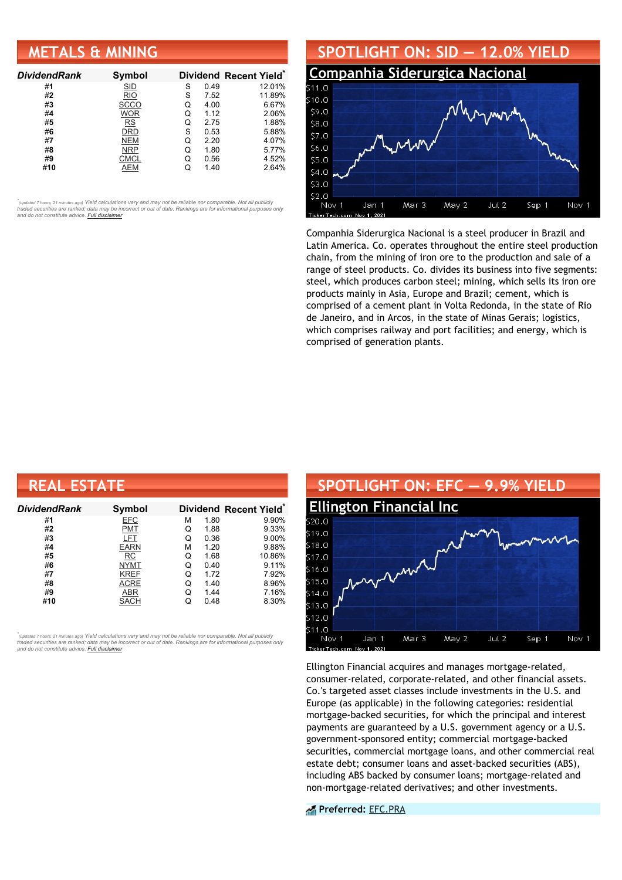## METALS & MINING

| DividendRank | Symbol | Dividend | | Recent Yield* |
|---|---|---|---|---|
| #1 | SID | S | 0.49 | 12.01% |
| #2 | RIO | S | 7.52 | 11.89% |
| #3 | SCCO | Q | 4.00 | 6.67% |
| #4 | WOR | Q | 1.12 | 2.06% |
| #5 | RS | Q | 2.75 | 1.88% |
| #6 | DRD | S | 0.53 | 5.88% |
| #7 | NEM | Q | 2.20 | 4.07% |
| #8 | NRP | Q | 1.80 | 5.77% |
| #9 | CMCL | Q | 0.56 | 4.52% |
| #10 | AEM | Q | 1.40 | 2.64% |

*(updated 7 hours, 21 minutes ago) Yield calculations vary and may not be reliable nor comparable. Not all publicly traded securities are ranked; data may be incorrect or out of date. Rankings are for informational purposes only and do not constitute advice. Full disclaimer*

## SPOTLIGHT ON: SID — 12.0% YIELD

### Companhia Siderurgica Nacional

Companhia Siderurgica Nacional is a steel producer in Brazil and Latin America. Co. operates throughout the entire steel production chain, from the mining of iron ore to the production and sale of a range of steel products. Co. divides its business into five segments: steel, which produces carbon steel; mining, which sells its iron ore products mainly in Asia, Europe and Brazil; cement, which is comprised of a cement plant in Volta Redonda, in the state of Rio de Janeiro, and in Arcos, in the state of Minas Gerais; logistics, which comprises railway and port facilities; and energy, which is comprised of generation plants.

## REAL ESTATE

| DividendRank | Symbol | Dividend | | Recent Yield* |
|---|---|---|---|---|
| #1 | EFC | M | 1.80 | 9.90% |
| #2 | PMT | Q | 1.88 | 9.33% |
| #3 | LFT | Q | 0.36 | 9.00% |
| #4 | EARN | M | 1.20 | 9.88% |
| #5 | RC | Q | 1.68 | 10.86% |
| #6 | NYMT | Q | 0.40 | 9.11% |
| #7 | KREF | Q | 1.72 | 7.92% |
| #8 | ACRE | Q | 1.40 | 8.96% |
| #9 | ABR | Q | 1.44 | 7.16% |
| #10 | SACH | Q | 0.48 | 8.30% |

*(updated 7 hours, 21 minutes ago) Yield calculations vary and may not be reliable nor comparable. Not all publicly traded securities are ranked; data may be incorrect or out of date. Rankings are for informational purposes only and do not constitute advice. Full disclaimer*

## SPOTLIGHT ON: EFC — 9.9% YIELD

### Ellington Financial Inc

Ellington Financial acquires and manages mortgage-related, consumer-related, corporate-related, and other financial assets. Co.'s targeted asset classes include investments in the U.S. and Europe (as applicable) in the following categories: residential mortgage-backed securities, for which the principal and interest payments are guaranteed by a U.S. government agency or a U.S. government-sponsored entity; commercial mortgage-backed securities, commercial mortgage loans, and other commercial real estate debt; consumer loans and asset-backed securities (ABS), including ABS backed by consumer loans; mortgage-related and non-mortgage-related derivatives; and other investments.

**Preferred:** EFC.PRA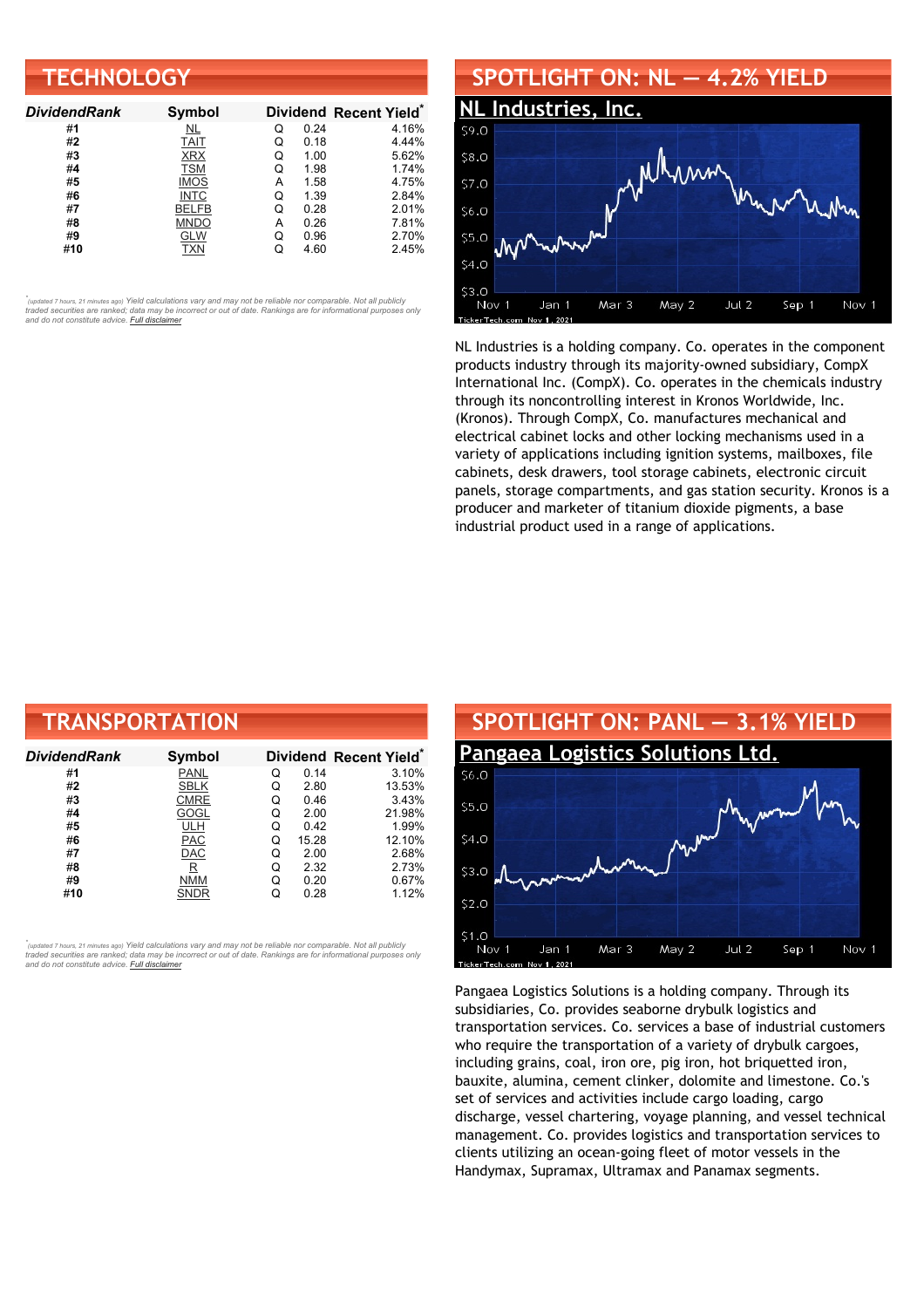## TECHNOLOGY

| DividendRank | Symbol | Dividend | | Recent Yield* |
|---|---|---|---|---|
| #1 | NL | Q | 0.24 | 4.16% |
| #2 | TAIT | Q | 0.18 | 4.44% |
| #3 | XRX | Q | 1.00 | 5.62% |
| #4 | TSM | Q | 1.98 | 1.74% |
| #5 | IMOS | A | 1.58 | 4.75% |
| #6 | INTC | Q | 1.39 | 2.84% |
| #7 | BELFB | Q | 0.28 | 2.01% |
| #8 | MNDO | A | 0.26 | 7.81% |
| #9 | GLW | Q | 0.96 | 2.70% |
| #10 | TXN | Q | 4.60 | 2.45% |

*(updated 7 hours, 21 minutes ago) Yield calculations vary and may not be reliable nor comparable. Not all publicly traded securities are ranked; data may be incorrect or out of date. Rankings are for informational purposes only and do not constitute advice. Full disclaimer*

## SPOTLIGHT ON: NL — 4.2% YIELD

### NL Industries, Inc.

NL Industries is a holding company. Co. operates in the component products industry through its majority-owned subsidiary, CompX International Inc. (CompX). Co. operates in the chemicals industry through its noncontrolling interest in Kronos Worldwide, Inc. (Kronos). Through CompX, Co. manufactures mechanical and electrical cabinet locks and other locking mechanisms used in a variety of applications including ignition systems, mailboxes, file cabinets, desk drawers, tool storage cabinets, electronic circuit panels, storage compartments, and gas station security. Kronos is a producer and marketer of titanium dioxide pigments, a base industrial product used in a range of applications.

## TRANSPORTATION

| DividendRank | Symbol | Dividend | | Recent Yield* |
|---|---|---|---|---|
| #1 | PANL | Q | 0.14 | 3.10% |
| #2 | SBLK | Q | 2.80 | 13.53% |
| #3 | CMRE | Q | 0.46 | 3.43% |
| #4 | GOGL | Q | 2.00 | 21.98% |
| #5 | ULH | Q | 0.42 | 1.99% |
| #6 | PAC | Q | 15.28 | 12.10% |
| #7 | DAC | Q | 2.00 | 2.68% |
| #8 | R | Q | 2.32 | 2.73% |
| #9 | NMM | Q | 0.20 | 0.67% |
| #10 | SNDR | Q | 0.28 | 1.12% |

*(updated 7 hours, 21 minutes ago) Yield calculations vary and may not be reliable nor comparable. Not all publicly traded securities are ranked; data may be incorrect or out of date. Rankings are for informational purposes only and do not constitute advice. Full disclaimer*

## SPOTLIGHT ON: PANL — 3.1% YIELD

### Pangaea Logistics Solutions Ltd.

Pangaea Logistics Solutions is a holding company. Through its subsidiaries, Co. provides seaborne drybulk logistics and transportation services. Co. services a base of industrial customers who require the transportation of a variety of drybulk cargoes, including grains, coal, iron ore, pig iron, hot briquetted iron, bauxite, alumina, cement clinker, dolomite and limestone. Co.'s set of services and activities include cargo loading, cargo discharge, vessel chartering, voyage planning, and vessel technical management. Co. provides logistics and transportation services to clients utilizing an ocean-going fleet of motor vessels in the Handymax, Supramax, Ultramax and Panamax segments.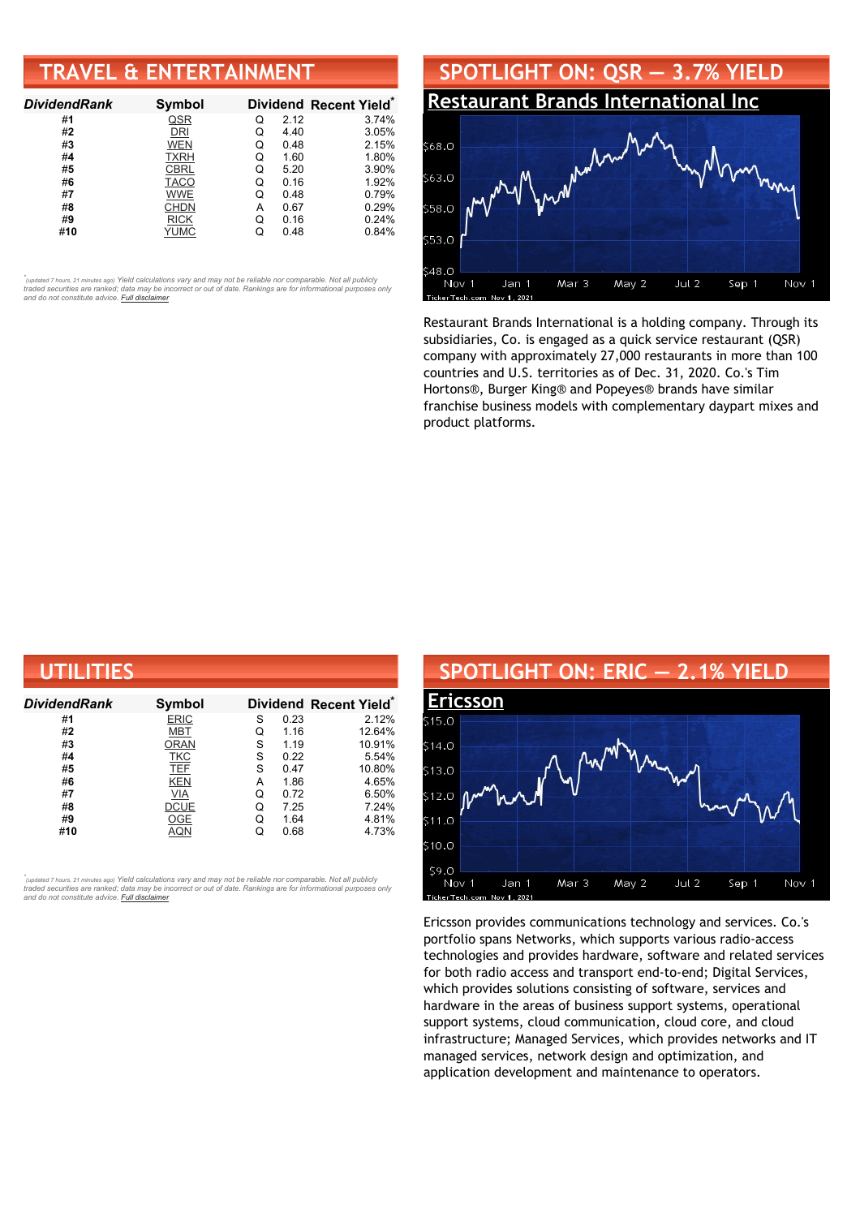## TRAVEL & ENTERTAINMENT

| DividendRank | Symbol | Dividend | | Recent Yield* |
|---|---|---|---|---|
| #1 | QSR | Q | 2.12 | 3.74% |
| #2 | DRI | Q | 4.40 | 3.05% |
| #3 | WEN | Q | 0.48 | 2.15% |
| #4 | TXRH | Q | 1.60 | 1.80% |
| #5 | CBRL | Q | 5.20 | 3.90% |
| #6 | TACO | Q | 0.16 | 1.92% |
| #7 | WWE | Q | 0.48 | 0.79% |
| #8 | CHDN | A | 0.67 | 0.29% |
| #9 | RICK | Q | 0.16 | 0.24% |
| #10 | YUMC | Q | 0.48 | 0.84% |

*(updated 7 hours, 21 minutes ago) Yield calculations vary and may not be reliable nor comparable. Not all publicly traded securities are ranked; data may be incorrect or out of date. Rankings are for informational purposes only and do not constitute advice. Full disclaimer

## SPOTLIGHT ON: QSR — 3.7% YIELD

### Restaurant Brands International Inc

Restaurant Brands International is a holding company. Through its subsidiaries, Co. is engaged as a quick service restaurant (QSR) company with approximately 27,000 restaurants in more than 100 countries and U.S. territories as of Dec. 31, 2020. Co.'s Tim Hortons®, Burger King® and Popeyes® brands have similar franchise business models with complementary daypart mixes and product platforms.

## UTILITIES

| DividendRank | Symbol | Dividend | | Recent Yield* |
|---|---|---|---|---|
| #1 | ERIC | S | 0.23 | 2.12% |
| #2 | MBT | Q | 1.16 | 12.64% |
| #3 | ORAN | S | 1.19 | 10.91% |
| #4 | TKC | S | 0.22 | 5.54% |
| #5 | TEF | S | 0.47 | 10.80% |
| #6 | KEN | A | 1.86 | 4.65% |
| #7 | VIA | Q | 0.72 | 6.50% |
| #8 | DCUE | Q | 7.25 | 7.24% |
| #9 | OGE | Q | 1.64 | 4.81% |
| #10 | AQN | Q | 0.68 | 4.73% |

*(updated 7 hours, 21 minutes ago) Yield calculations vary and may not be reliable nor comparable. Not all publicly traded securities are ranked; data may be incorrect or out of date. Rankings are for informational purposes only and do not constitute advice. Full disclaimer

## SPOTLIGHT ON: ERIC — 2.1% YIELD

### Ericsson

Ericsson provides communications technology and services. Co.'s portfolio spans Networks, which supports various radio-access technologies and provides hardware, software and related services for both radio access and transport end-to-end; Digital Services, which provides solutions consisting of software, services and hardware in the areas of business support systems, operational support systems, cloud communication, cloud core, and cloud infrastructure; Managed Services, which provides networks and IT managed services, network design and optimization, and application development and maintenance to operators.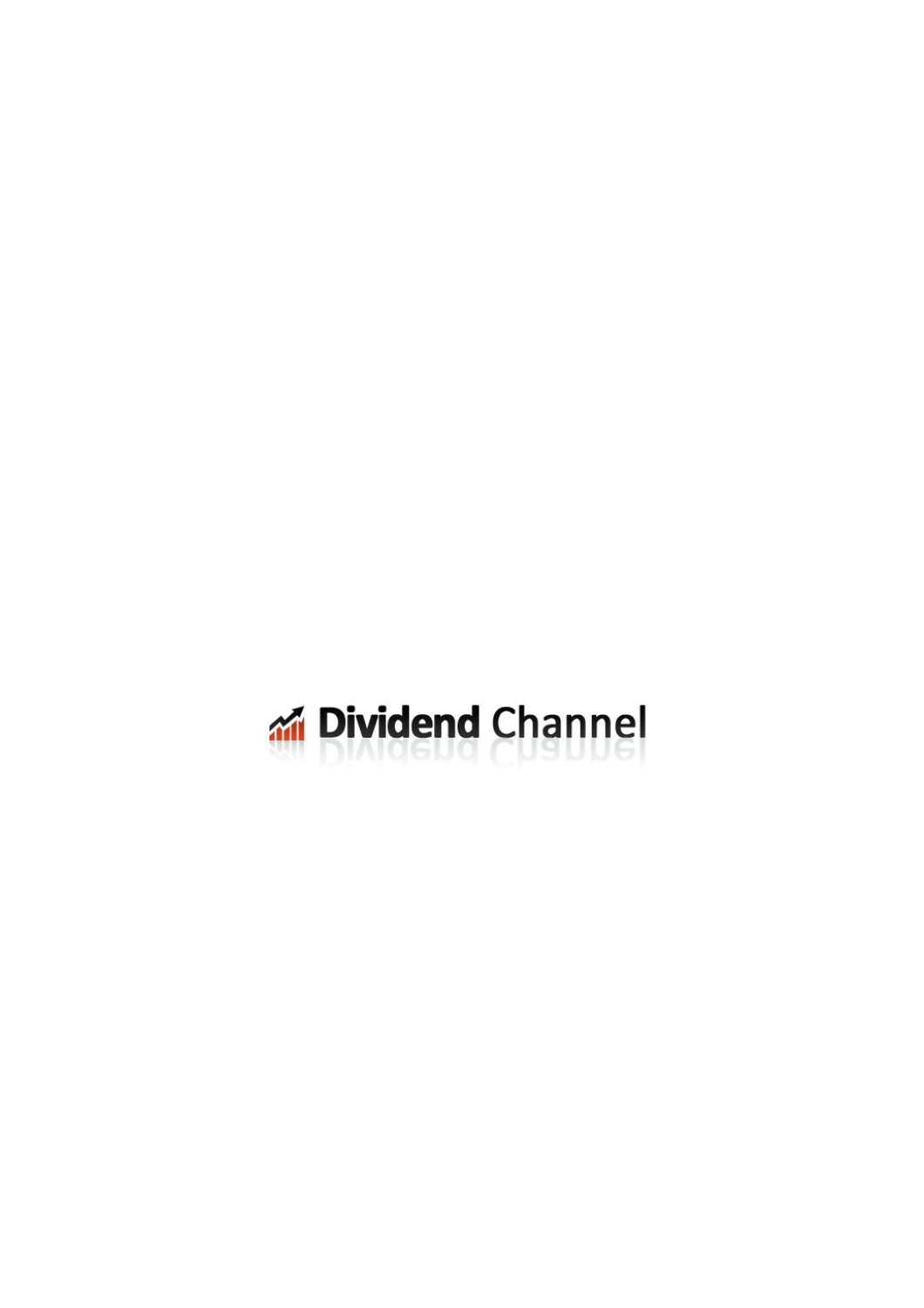Dividend Channel